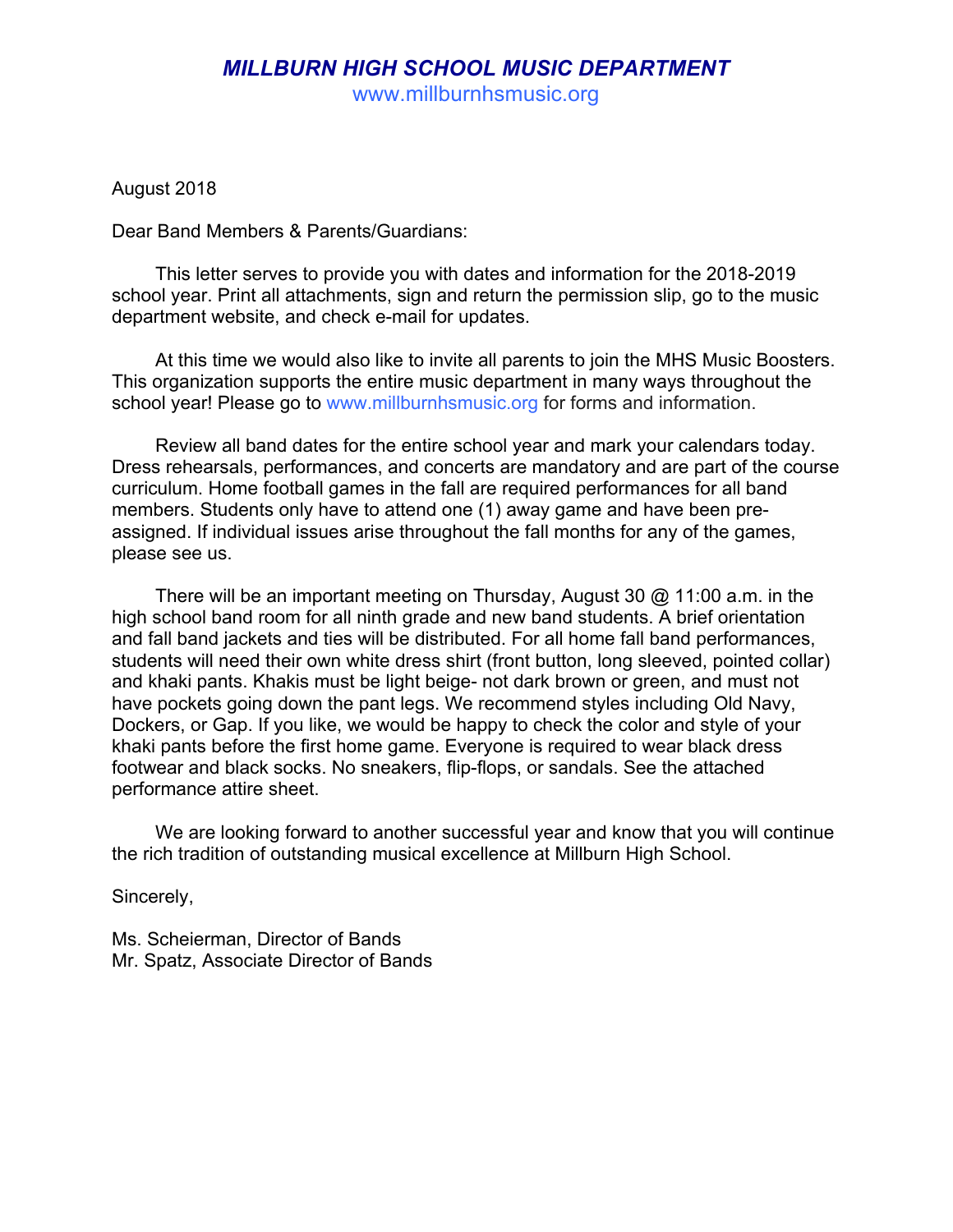# *MILLBURN HIGH SCHOOL MUSIC DEPARTMENT*

www.millburnhsmusic.org

August 2018

Dear Band Members & Parents/Guardians:

This letter serves to provide you with dates and information for the 2018-2019 school year. Print all attachments, sign and return the permission slip, go to the music department website, and check e-mail for updates.

At this time we would also like to invite all parents to join the MHS Music Boosters. This organization supports the entire music department in many ways throughout the school year! Please go to www.millburnhsmusic.org for forms and information.

Review all band dates for the entire school year and mark your calendars today. Dress rehearsals, performances, and concerts are mandatory and are part of the course curriculum. Home football games in the fall are required performances for all band members. Students only have to attend one (1) away game and have been pre-assigned. If individual issues arise throughout the fall months for any of the games, please see us.

There will be an important meeting on Thursday, August 30 @ 11:00 a.m. in the high school band room for all ninth grade and new band students. A brief orientation and fall band jackets and ties will be distributed. For all home fall band performances, students will need their own white dress shirt (front button, long sleeved, pointed collar) and khaki pants. Khakis must be light beige- not dark brown or green, and must not have pockets going down the pant legs. We recommend styles including Old Navy, Dockers, or Gap. If you like, we would be happy to check the color and style of your khaki pants before the first home game. Everyone is required to wear black dress footwear and black socks. No sneakers, flip-flops, or sandals. See the attached performance attire sheet.

We are looking forward to another successful year and know that you will continue the rich tradition of outstanding musical excellence at Millburn High School.

Sincerely,

Ms. Scheierman, Director of Bands
Mr. Spatz, Associate Director of Bands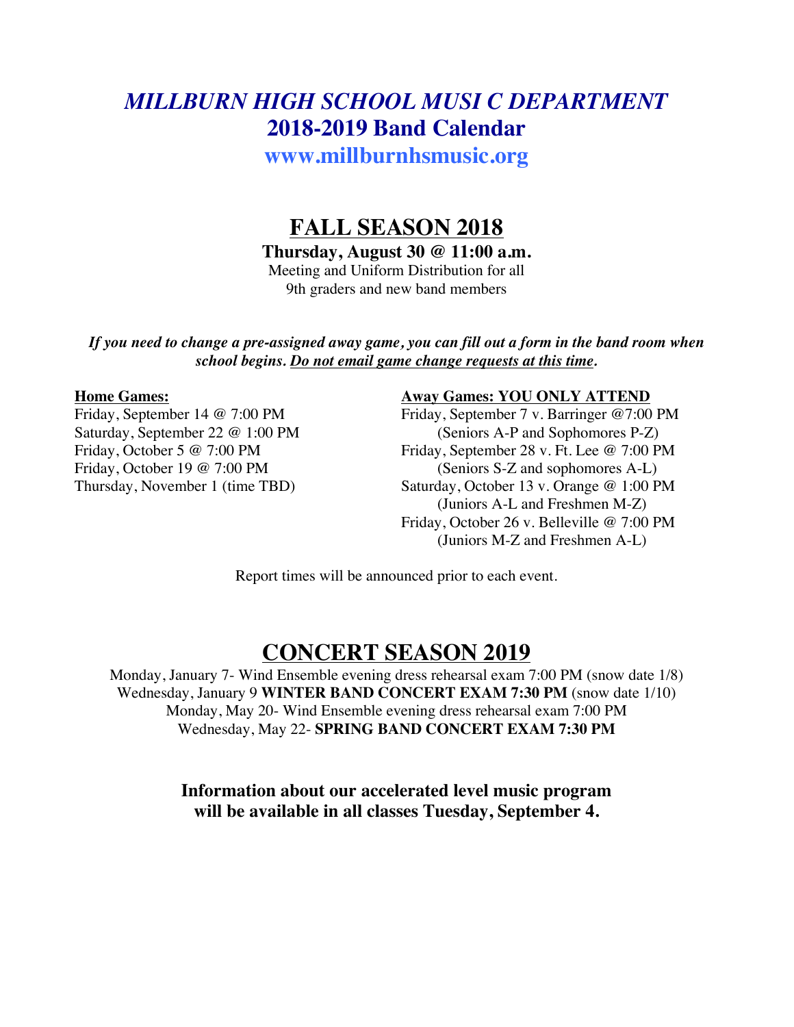# *MILLBURN HIGH SCHOOL MUSI C DEPARTMENT*

## 2018-2019 Band Calendar

**www.millburnhsmusic.org**

## FALL SEASON 2018

**Thursday, August 30 @ 11:00 a.m.**
Meeting and Uniform Distribution for all 9th graders and new band members

***If you need to change a pre-assigned away game, you can fill out a form in the band room when school begins. Do not email game change requests at this time.***

**Home Games:**

Friday, September 14 @ 7:00 PM
Saturday, September 22 @ 1:00 PM
Friday, October 5 @ 7:00 PM
Friday, October 19 @ 7:00 PM
Thursday, November 1 (time TBD)

**Away Games: YOU ONLY ATTEND**

Friday, September 7 v. Barringer @7:00 PM
(Seniors A-P and Sophomores P-Z)
Friday, September 28 v. Ft. Lee @ 7:00 PM
(Seniors S-Z and sophomores A-L)
Saturday, October 13 v. Orange @ 1:00 PM
(Juniors A-L and Freshmen M-Z)
Friday, October 26 v. Belleville @ 7:00 PM
(Juniors M-Z and Freshmen A-L)

Report times will be announced prior to each event.

## CONCERT SEASON 2019

Monday, January 7- Wind Ensemble evening dress rehearsal exam 7:00 PM (snow date 1/8)
Wednesday, January 9 **WINTER BAND CONCERT EXAM 7:30 PM** (snow date 1/10)
Monday, May 20- Wind Ensemble evening dress rehearsal exam 7:00 PM
Wednesday, May 22- **SPRING BAND CONCERT EXAM 7:30 PM**

**Information about our accelerated level music program will be available in all classes Tuesday, September 4.**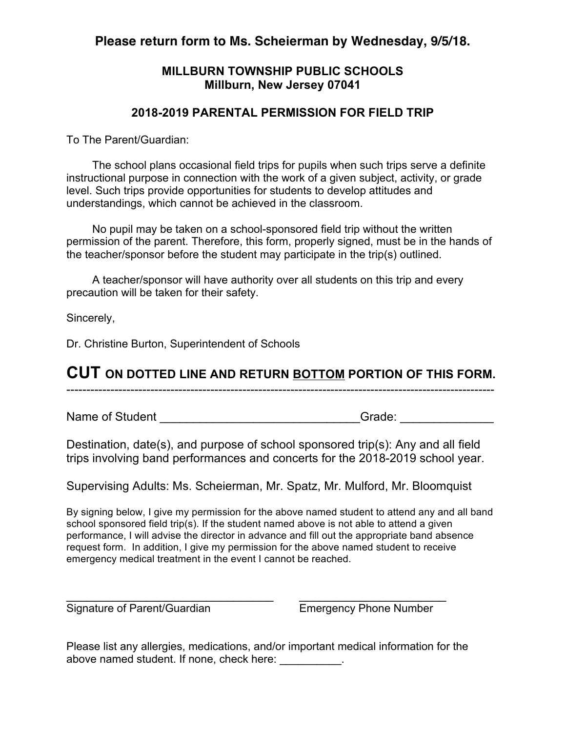**Please return form to Ms. Scheierman by Wednesday, 9/5/18.**

**MILLBURN TOWNSHIP PUBLIC SCHOOLS**
**Millburn, New Jersey 07041**

**2018-2019 PARENTAL PERMISSION FOR FIELD TRIP**

To The Parent/Guardian:

The school plans occasional field trips for pupils when such trips serve a definite instructional purpose in connection with the work of a given subject, activity, or grade level. Such trips provide opportunities for students to develop attitudes and understandings, which cannot be achieved in the classroom.

No pupil may be taken on a school-sponsored field trip without the written permission of the parent. Therefore, this form, properly signed, must be in the hands of the teacher/sponsor before the student may participate in the trip(s) outlined.

A teacher/sponsor will have authority over all students on this trip and every precaution will be taken for their safety.

Sincerely,

Dr. Christine Burton, Superintendent of Schools

**CUT ON DOTTED LINE AND RETURN BOTTOM PORTION OF THIS FORM.**

-----------------------------------------------------------------------------------------------------------

Name of Student ______________________________Grade: _____________

Destination, date(s), and purpose of school sponsored trip(s): Any and all field trips involving band performances and concerts for the 2018-2019 school year.

Supervising Adults: Ms. Scheierman, Mr. Spatz, Mr. Mulford, Mr. Bloomquist

By signing below, I give my permission for the above named student to attend any and all band school sponsored field trip(s). If the student named above is not able to attend a given performance, I will advise the director in advance and fill out the appropriate band absence request form. In addition, I give my permission for the above named student to receive emergency medical treatment in the event I cannot be reached.

_________________________________ ________________________
Signature of Parent/Guardian Emergency Phone Number

Please list any allergies, medications, and/or important medical information for the above named student. If none, check here: __________.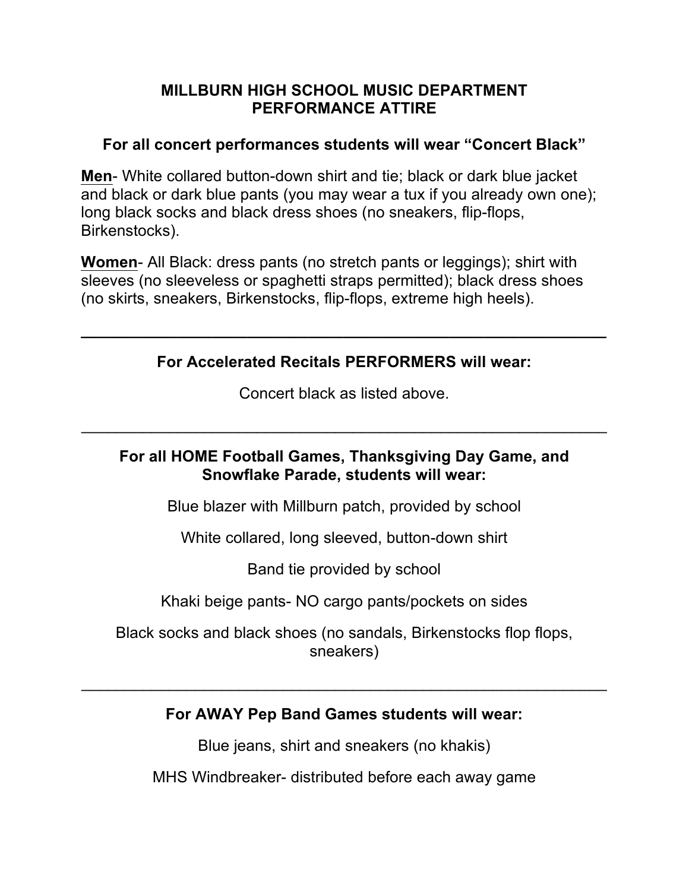# MILLBURN HIGH SCHOOL MUSIC DEPARTMENT
# PERFORMANCE ATTIRE

## For all concert performances students will wear "Concert Black"

**Men**- White collared button-down shirt and tie; black or dark blue jacket and black or dark blue pants (you may wear a tux if you already own one); long black socks and black dress shoes (no sneakers, flip-flops, Birkenstocks).

**Women**- All Black: dress pants (no stretch pants or leggings); shirt with sleeves (no sleeveless or spaghetti straps permitted); black dress shoes (no skirts, sneakers, Birkenstocks, flip-flops, extreme high heels).

---

## For Accelerated Recitals PERFORMERS will wear:

Concert black as listed above.

---

## For all HOME Football Games, Thanksgiving Day Game, and Snowflake Parade, students will wear:

Blue blazer with Millburn patch, provided by school

White collared, long sleeved, button-down shirt

Band tie provided by school

Khaki beige pants- NO cargo pants/pockets on sides

Black socks and black shoes (no sandals, Birkenstocks flop flops, sneakers)

---

## For AWAY Pep Band Games students will wear:

Blue jeans, shirt and sneakers (no khakis)

MHS Windbreaker- distributed before each away game